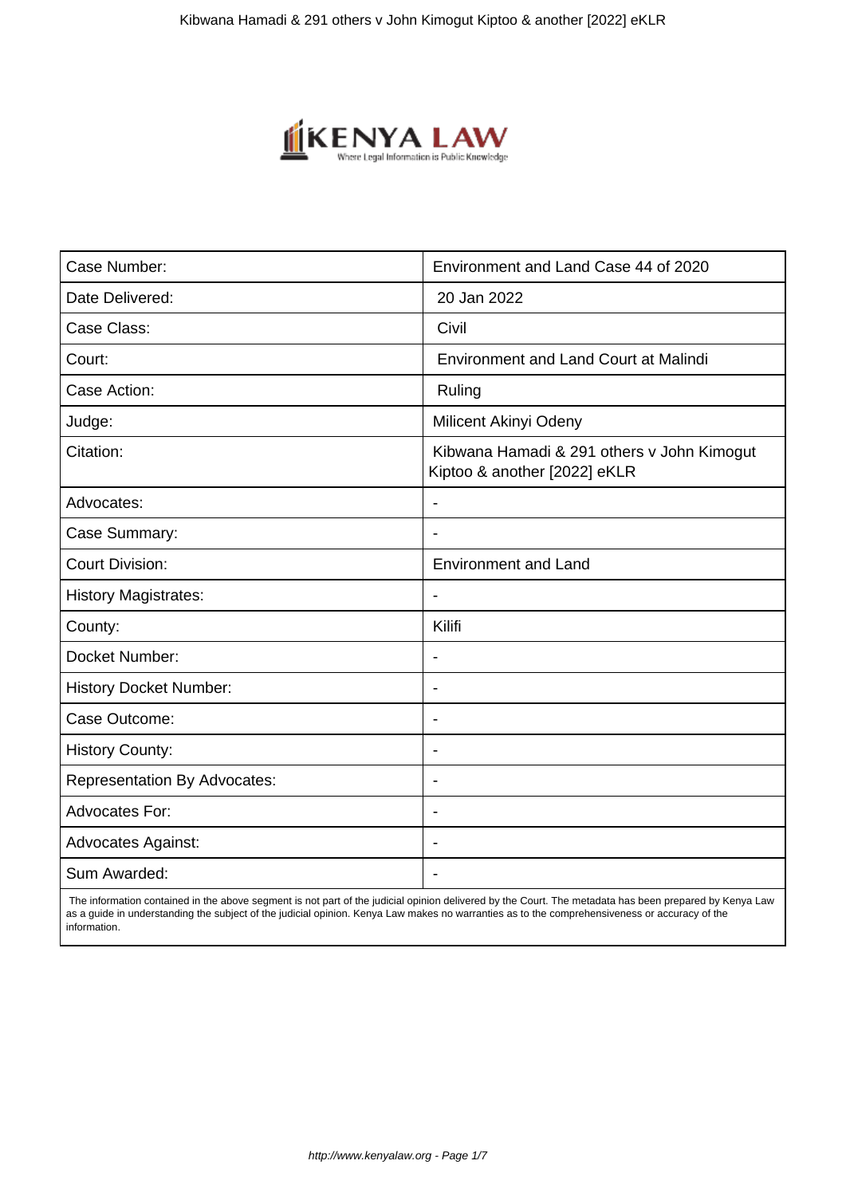| Case Number: | Environment and Land Case 44 of 2020 |
|---|---|
| Date Delivered: | 20 Jan 2022 |
| Case Class: | Civil |
| Court: | Environment and Land Court at Malindi |
| Case Action: | Ruling |
| Judge: | Milicent Akinyi Odeny |
| Citation: | Kibwana Hamadi & 291 others v John Kimogut Kiptoo & another [2022] eKLR |
| Advocates: | - |
| Case Summary: | - |
| Court Division: | Environment and Land |
| History Magistrates: | - |
| County: | Kilifi |
| Docket Number: | - |
| History Docket Number: | - |
| Case Outcome: | - |
| History County: | - |
| Representation By Advocates: | - |
| Advocates For: | - |
| Advocates Against: | - |
| Sum Awarded: | - |

The information contained in the above segment is not part of the judicial opinion delivered by the Court. The metadata has been prepared by Kenya Law as a guide in understanding the subject of the judicial opinion. Kenya Law makes no warranties as to the comprehensiveness or accuracy of the information.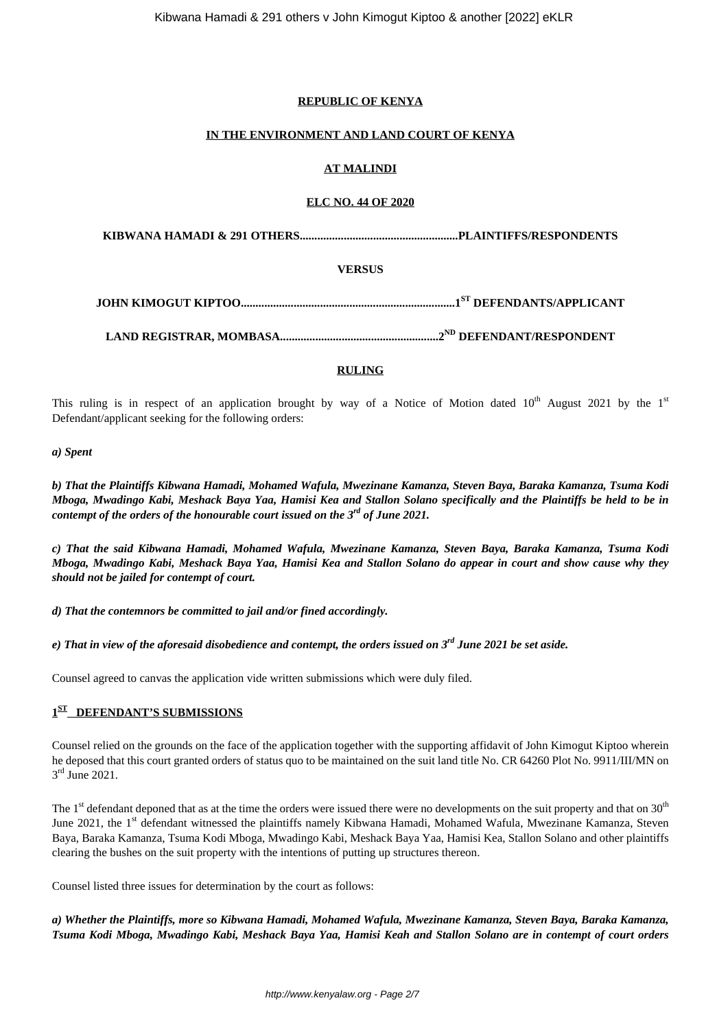**REPUBLIC OF KENYA**

**IN THE ENVIRONMENT AND LAND COURT OF KENYA**

**AT MALINDI**

**ELC NO. 44 OF 2020**

**KIBWANA HAMADI & 291 OTHERS......................................................PLAINTIFFS/RESPONDENTS**

**VERSUS**

**JOHN KIMOGUT KIPTOO.........................................................................1ST DEFENDANTS/APPLICANT**

**LAND REGISTRAR, MOMBASA.....................................................2ND DEFENDANT/RESPONDENT**

**RULING**

This ruling is in respect of an application brought by way of a Notice of Motion dated 10th August 2021 by the 1st Defendant/applicant seeking for the following orders:

***a) Spent***

***b) That the Plaintiffs Kibwana Hamadi, Mohamed Wafula, Mwezinane Kamanza, Steven Baya, Baraka Kamanza, Tsuma Kodi Mboga, Mwadingo Kabi, Meshack Baya Yaa, Hamisi Kea and Stallon Solano specifically and the Plaintiffs be held to be in contempt of the orders of the honourable court issued on the 3rd of June 2021.***

***c) That the said Kibwana Hamadi, Mohamed Wafula, Mwezinane Kamanza, Steven Baya, Baraka Kamanza, Tsuma Kodi Mboga, Mwadingo Kabi, Meshack Baya Yaa, Hamisi Kea and Stallon Solano do appear in court and show cause why they should not be jailed for contempt of court.***

***d) That the contemnors be committed to jail and/or fined accordingly.***

***e) That in view of the aforesaid disobedience and contempt, the orders issued on 3rd June 2021 be set aside.***

Counsel agreed to canvas the application vide written submissions which were duly filed.

**1ST DEFENDANT'S SUBMISSIONS**

Counsel relied on the grounds on the face of the application together with the supporting affidavit of John Kimogut Kiptoo wherein he deposed that this court granted orders of status quo to be maintained on the suit land title No. CR 64260 Plot No. 9911/III/MN on 3rd June 2021.

The 1st defendant deponed that as at the time the orders were issued there were no developments on the suit property and that on 30th June 2021, the 1st defendant witnessed the plaintiffs namely Kibwana Hamadi, Mohamed Wafula, Mwezinane Kamanza, Steven Baya, Baraka Kamanza, Tsuma Kodi Mboga, Mwadingo Kabi, Meshack Baya Yaa, Hamisi Kea, Stallon Solano and other plaintiffs clearing the bushes on the suit property with the intentions of putting up structures thereon.

Counsel listed three issues for determination by the court as follows:

***a) Whether the Plaintiffs, more so Kibwana Hamadi, Mohamed Wafula, Mwezinane Kamanza, Steven Baya, Baraka Kamanza, Tsuma Kodi Mboga, Mwadingo Kabi, Meshack Baya Yaa, Hamisi Keah and Stallon Solano are in contempt of court orders***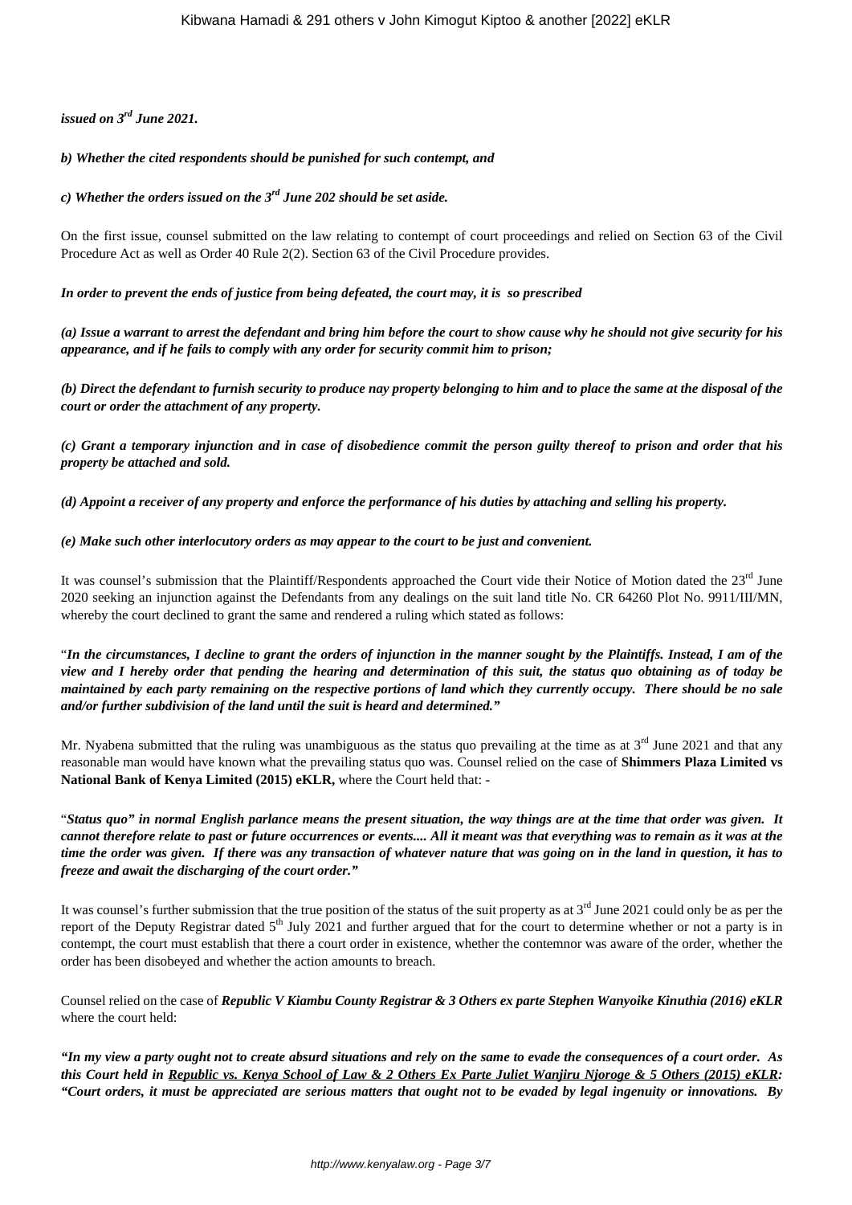***issued on 3rd June 2021.***

***b) Whether the cited respondents should be punished for such contempt, and***

***c) Whether the orders issued on the 3rd June 202 should be set aside.***

On the first issue, counsel submitted on the law relating to contempt of court proceedings and relied on Section 63 of the Civil Procedure Act as well as Order 40 Rule 2(2). Section 63 of the Civil Procedure provides.

***In order to prevent the ends of justice from being defeated, the court may, it is so prescribed***

***(a) Issue a warrant to arrest the defendant and bring him before the court to show cause why he should not give security for his appearance, and if he fails to comply with any order for security commit him to prison;***

***(b) Direct the defendant to furnish security to produce nay property belonging to him and to place the same at the disposal of the court or order the attachment of any property.***

***(c) Grant a temporary injunction and in case of disobedience commit the person guilty thereof to prison and order that his property be attached and sold.***

***(d) Appoint a receiver of any property and enforce the performance of his duties by attaching and selling his property.***

***(e) Make such other interlocutory orders as may appear to the court to be just and convenient.***

It was counsel's submission that the Plaintiff/Respondents approached the Court vide their Notice of Motion dated the 23rd June 2020 seeking an injunction against the Defendants from any dealings on the suit land title No. CR 64260 Plot No. 9911/III/MN, whereby the court declined to grant the same and rendered a ruling which stated as follows:

"***In the circumstances, I decline to grant the orders of injunction in the manner sought by the Plaintiffs. Instead, I am of the view and I hereby order that pending the hearing and determination of this suit, the status quo obtaining as of today be maintained by each party remaining on the respective portions of land which they currently occupy. There should be no sale and/or further subdivision of the land until the suit is heard and determined."***

Mr. Nyabena submitted that the ruling was unambiguous as the status quo prevailing at the time as at 3rd June 2021 and that any reasonable man would have known what the prevailing status quo was. Counsel relied on the case of **Shimmers Plaza Limited vs National Bank of Kenya Limited (2015) eKLR,** where the Court held that: -

"***Status quo" in normal English parlance means the present situation, the way things are at the time that order was given. It cannot therefore relate to past or future occurrences or events.... All it meant was that everything was to remain as it was at the time the order was given. If there was any transaction of whatever nature that was going on in the land in question, it has to freeze and await the discharging of the court order."***

It was counsel's further submission that the true position of the status of the suit property as at 3rd June 2021 could only be as per the report of the Deputy Registrar dated 5th July 2021 and further argued that for the court to determine whether or not a party is in contempt, the court must establish that there a court order in existence, whether the contemnor was aware of the order, whether the order has been disobeyed and whether the action amounts to breach.

Counsel relied on the case of ***Republic V Kiambu County Registrar & 3 Others ex parte Stephen Wanyoike Kinuthia (2016) eKLR*** where the court held:

***"In my view a party ought not to create absurd situations and rely on the same to evade the consequences of a court order. As this Court held in Republic vs. Kenya School of Law & 2 Others Ex Parte Juliet Wanjiru Njoroge & 5 Others (2015) eKLR: "Court orders, it must be appreciated are serious matters that ought not to be evaded by legal ingenuity or innovations. By***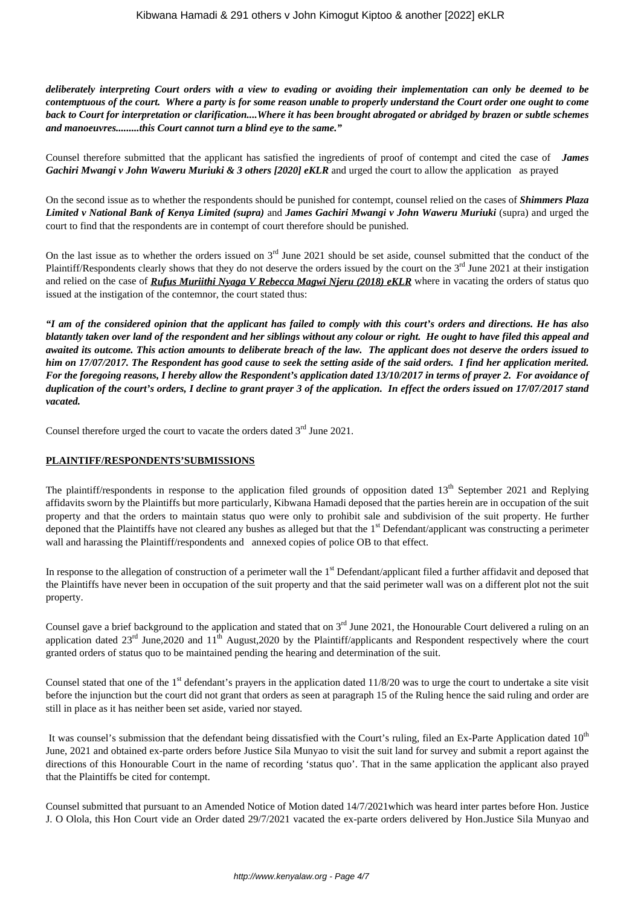***deliberately interpreting Court orders with a view to evading or avoiding their implementation can only be deemed to be contemptuous of the court. Where a party is for some reason unable to properly understand the Court order one ought to come back to Court for interpretation or clarification....Where it has been brought abrogated or abridged by brazen or subtle schemes and manoeuvres.........this Court cannot turn a blind eye to the same."***

Counsel therefore submitted that the applicant has satisfied the ingredients of proof of contempt and cited the case of ***James Gachiri Mwangi v John Waweru Muriuki & 3 others [2020] eKLR*** and urged the court to allow the application as prayed

On the second issue as to whether the respondents should be punished for contempt, counsel relied on the cases of ***Shimmers Plaza Limited v National Bank of Kenya Limited (supra)*** and ***James Gachiri Mwangi v John Waweru Muriuki*** (supra) and urged the court to find that the respondents are in contempt of court therefore should be punished.

On the last issue as to whether the orders issued on 3rd June 2021 should be set aside, counsel submitted that the conduct of the Plaintiff/Respondents clearly shows that they do not deserve the orders issued by the court on the 3rd June 2021 at their instigation and relied on the case of ***Rufus Muriithi Nyaga V Rebecca Magwi Njeru (2018) eKLR*** where in vacating the orders of status quo issued at the instigation of the contemnor, the court stated thus:

***"I am of the considered opinion that the applicant has failed to comply with this court's orders and directions. He has also blatantly taken over land of the respondent and her siblings without any colour or right. He ought to have filed this appeal and awaited its outcome. This action amounts to deliberate breach of the law. The applicant does not deserve the orders issued to him on 17/07/2017. The Respondent has good cause to seek the setting aside of the said orders. I find her application merited. For the foregoing reasons, I hereby allow the Respondent's application dated 13/10/2017 in terms of prayer 2. For avoidance of duplication of the court's orders, I decline to grant prayer 3 of the application. In effect the orders issued on 17/07/2017 stand vacated.***

Counsel therefore urged the court to vacate the orders dated 3rd June 2021.

**PLAINTIFF/RESPONDENTS'SUBMISSIONS**

The plaintiff/respondents in response to the application filed grounds of opposition dated 13th September 2021 and Replying affidavits sworn by the Plaintiffs but more particularly, Kibwana Hamadi deposed that the parties herein are in occupation of the suit property and that the orders to maintain status quo were only to prohibit sale and subdivision of the suit property. He further deponed that the Plaintiffs have not cleared any bushes as alleged but that the 1st Defendant/applicant was constructing a perimeter wall and harassing the Plaintiff/respondents and annexed copies of police OB to that effect.

In response to the allegation of construction of a perimeter wall the 1st Defendant/applicant filed a further affidavit and deposed that the Plaintiffs have never been in occupation of the suit property and that the said perimeter wall was on a different plot not the suit property.

Counsel gave a brief background to the application and stated that on 3rd June 2021, the Honourable Court delivered a ruling on an application dated 23rd June,2020 and 11th August,2020 by the Plaintiff/applicants and Respondent respectively where the court granted orders of status quo to be maintained pending the hearing and determination of the suit.

Counsel stated that one of the 1st defendant's prayers in the application dated 11/8/20 was to urge the court to undertake a site visit before the injunction but the court did not grant that orders as seen at paragraph 15 of the Ruling hence the said ruling and order are still in place as it has neither been set aside, varied nor stayed.

It was counsel's submission that the defendant being dissatisfied with the Court's ruling, filed an Ex-Parte Application dated 10th June, 2021 and obtained ex-parte orders before Justice Sila Munyao to visit the suit land for survey and submit a report against the directions of this Honourable Court in the name of recording 'status quo'. That in the same application the applicant also prayed that the Plaintiffs be cited for contempt.

Counsel submitted that pursuant to an Amended Notice of Motion dated 14/7/2021which was heard inter partes before Hon. Justice J. O Olola, this Hon Court vide an Order dated 29/7/2021 vacated the ex-parte orders delivered by Hon.Justice Sila Munyao and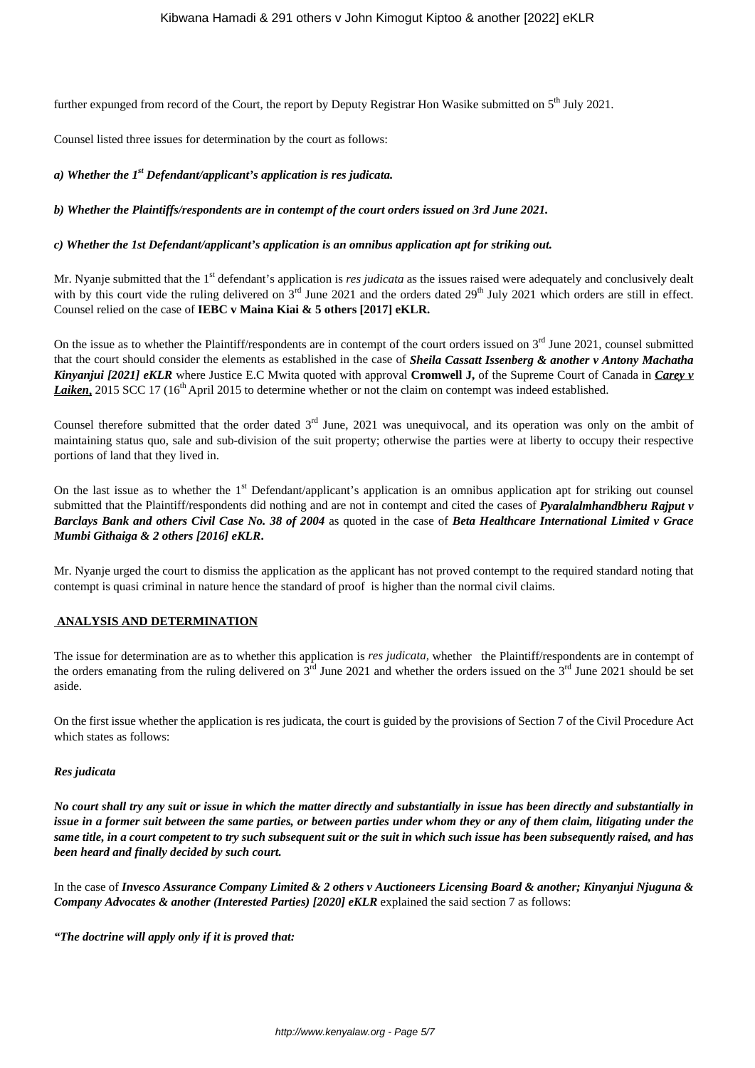further expunged from record of the Court, the report by Deputy Registrar Hon Wasike submitted on 5th July 2021.

Counsel listed three issues for determination by the court as follows:

***a) Whether the 1st Defendant/applicant's application is res judicata.***

***b) Whether the Plaintiffs/respondents are in contempt of the court orders issued on 3rd June 2021.***

***c) Whether the 1st Defendant/applicant's application is an omnibus application apt for striking out.***

Mr. Nyanje submitted that the 1st defendant's application is *res judicata* as the issues raised were adequately and conclusively dealt with by this court vide the ruling delivered on 3rd June 2021 and the orders dated 29th July 2021 which orders are still in effect. Counsel relied on the case of **IEBC v Maina Kiai & 5 others [2017] eKLR.**

On the issue as to whether the Plaintiff/respondents are in contempt of the court orders issued on 3rd June 2021, counsel submitted that the court should consider the elements as established in the case of ***Sheila Cassatt Issenberg & another v Antony Machatha Kinyanjui [2021] eKLR*** where Justice E.C Mwita quoted with approval **Cromwell J,** of the Supreme Court of Canada in ***Carey v Laiken,*** 2015 SCC 17 (16th April 2015 to determine whether or not the claim on contempt was indeed established.

Counsel therefore submitted that the order dated 3rd June, 2021 was unequivocal, and its operation was only on the ambit of maintaining status quo, sale and sub-division of the suit property; otherwise the parties were at liberty to occupy their respective portions of land that they lived in.

On the last issue as to whether the 1st Defendant/applicant's application is an omnibus application apt for striking out counsel submitted that the Plaintiff/respondents did nothing and are not in contempt and cited the cases of ***Pyaralalmhandbheru Rajput v Barclays Bank and others Civil Case No. 38 of 2004*** as quoted in the case of ***Beta Healthcare International Limited v Grace Mumbi Githaiga & 2 others [2016] eKLR***.

Mr. Nyanje urged the court to dismiss the application as the applicant has not proved contempt to the required standard noting that contempt is quasi criminal in nature hence the standard of proof is higher than the normal civil claims.

## ANALYSIS AND DETERMINATION

The issue for determination are as to whether this application is *res judicata,* whether the Plaintiff/respondents are in contempt of the orders emanating from the ruling delivered on 3rd June 2021 and whether the orders issued on the 3rd June 2021 should be set aside.

On the first issue whether the application is res judicata, the court is guided by the provisions of Section 7 of the Civil Procedure Act which states as follows:

***Res judicata***

***No court shall try any suit or issue in which the matter directly and substantially in issue has been directly and substantially in issue in a former suit between the same parties, or between parties under whom they or any of them claim, litigating under the same title, in a court competent to try such subsequent suit or the suit in which such issue has been subsequently raised, and has been heard and finally decided by such court.***

In the case of ***Invesco Assurance Company Limited & 2 others v Auctioneers Licensing Board & another; Kinyanjui Njuguna & Company Advocates & another (Interested Parties) [2020] eKLR*** explained the said section 7 as follows:

***"The doctrine will apply only if it is proved that:***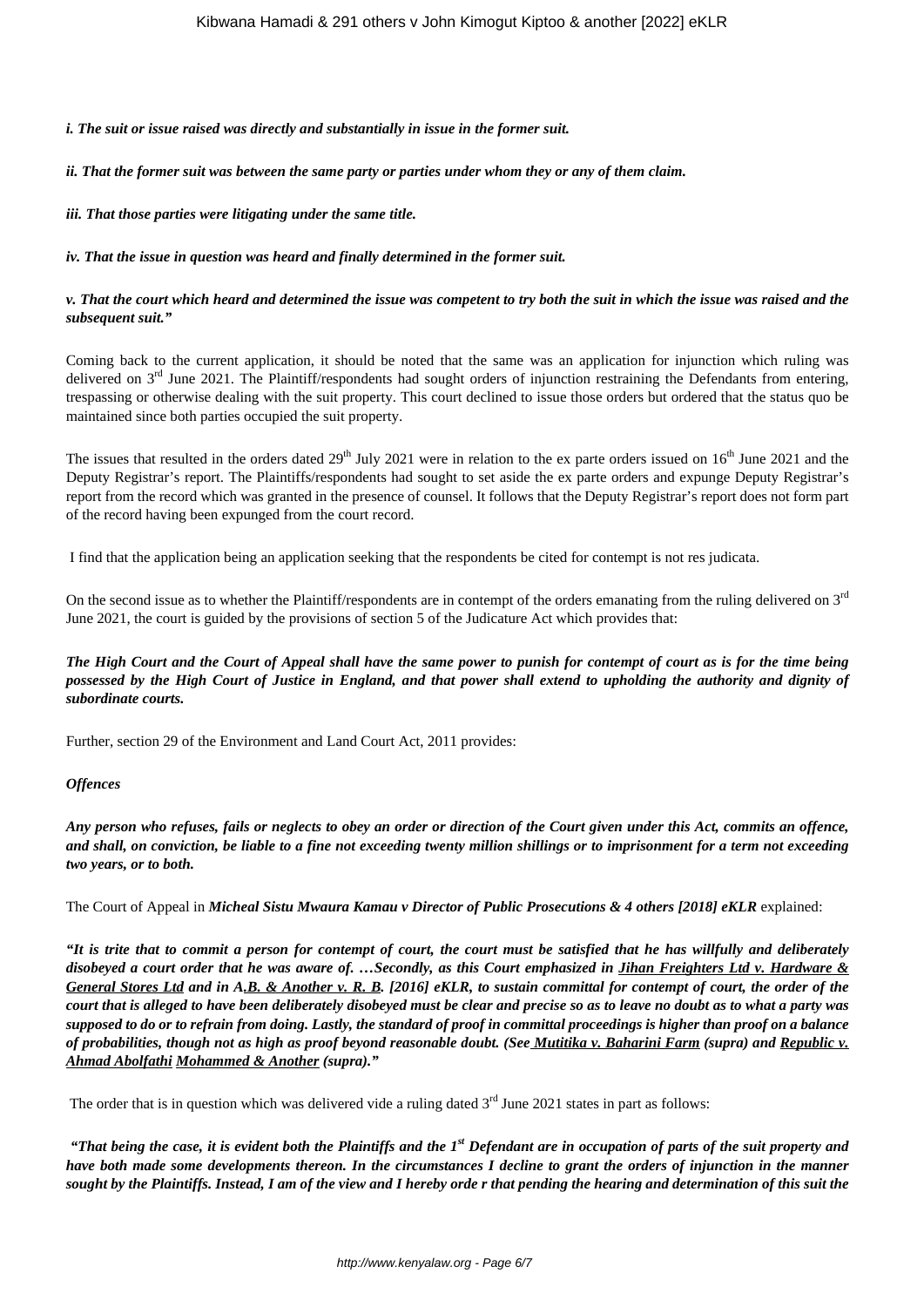***i. The suit or issue raised was directly and substantially in issue in the former suit.***

***ii. That the former suit was between the same party or parties under whom they or any of them claim.***

***iii. That those parties were litigating under the same title.***

***iv. That the issue in question was heard and finally determined in the former suit.***

***v. That the court which heard and determined the issue was competent to try both the suit in which the issue was raised and the subsequent suit."***

Coming back to the current application, it should be noted that the same was an application for injunction which ruling was delivered on 3rd June 2021. The Plaintiff/respondents had sought orders of injunction restraining the Defendants from entering, trespassing or otherwise dealing with the suit property. This court declined to issue those orders but ordered that the status quo be maintained since both parties occupied the suit property.

The issues that resulted in the orders dated 29th July 2021 were in relation to the ex parte orders issued on 16th June 2021 and the Deputy Registrar's report. The Plaintiffs/respondents had sought to set aside the ex parte orders and expunge Deputy Registrar's report from the record which was granted in the presence of counsel. It follows that the Deputy Registrar's report does not form part of the record having been expunged from the court record.

I find that the application being an application seeking that the respondents be cited for contempt is not res judicata.

On the second issue as to whether the Plaintiff/respondents are in contempt of the orders emanating from the ruling delivered on 3rd June 2021, the court is guided by the provisions of section 5 of the Judicature Act which provides that:

***The High Court and the Court of Appeal shall have the same power to punish for contempt of court as is for the time being possessed by the High Court of Justice in England, and that power shall extend to upholding the authority and dignity of subordinate courts.***

Further, section 29 of the Environment and Land Court Act, 2011 provides:

***Offences***

***Any person who refuses, fails or neglects to obey an order or direction of the Court given under this Act, commits an offence, and shall, on conviction, be liable to a fine not exceeding twenty million shillings or to imprisonment for a term not exceeding two years, or to both.***

The Court of Appeal in ***Micheal Sistu Mwaura Kamau v Director of Public Prosecutions & 4 others [2018] eKLR*** explained:

***"It is trite that to commit a person for contempt of court, the court must be satisfied that he has willfully and deliberately disobeyed a court order that he was aware of. …Secondly, as this Court emphasized in Jihan Freighters Ltd v. Hardware & General Stores Ltd and in A.B. & Another v. R. B. [2016] eKLR, to sustain committal for contempt of court, the order of the court that is alleged to have been deliberately disobeyed must be clear and precise so as to leave no doubt as to what a party was supposed to do or to refrain from doing. Lastly, the standard of proof in committal proceedings is higher than proof on a balance of probabilities, though not as high as proof beyond reasonable doubt. (See Mutitika v. Baharini Farm (supra) and Republic v. Ahmad Abolfathi Mohammed & Another (supra)."***

The order that is in question which was delivered vide a ruling dated 3rd June 2021 states in part as follows:

***"That being the case, it is evident both the Plaintiffs and the 1st Defendant are in occupation of parts of the suit property and have both made some developments thereon. In the circumstances I decline to grant the orders of injunction in the manner sought by the Plaintiffs. Instead, I am of the view and I hereby orde r that pending the hearing and determination of this suit the***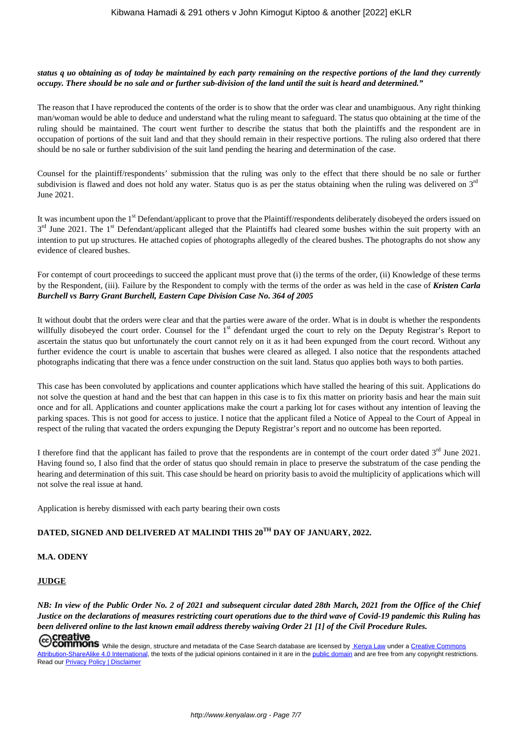***status q uo obtaining as of today be maintained by each party remaining on the respective portions of the land they currently occupy. There should be no sale and or further sub-division of the land until the suit is heard and determined."***

The reason that I have reproduced the contents of the order is to show that the order was clear and unambiguous. Any right thinking man/woman would be able to deduce and understand what the ruling meant to safeguard. The status quo obtaining at the time of the ruling should be maintained. The court went further to describe the status that both the plaintiffs and the respondent are in occupation of portions of the suit land and that they should remain in their respective portions. The ruling also ordered that there should be no sale or further subdivision of the suit land pending the hearing and determination of the case.

Counsel for the plaintiff/respondents' submission that the ruling was only to the effect that there should be no sale or further subdivision is flawed and does not hold any water. Status quo is as per the status obtaining when the ruling was delivered on 3rd June 2021.

It was incumbent upon the 1st Defendant/applicant to prove that the Plaintiff/respondents deliberately disobeyed the orders issued on 3rd June 2021. The 1st Defendant/applicant alleged that the Plaintiffs had cleared some bushes within the suit property with an intention to put up structures. He attached copies of photographs allegedly of the cleared bushes. The photographs do not show any evidence of cleared bushes.

For contempt of court proceedings to succeed the applicant must prove that (i) the terms of the order, (ii) Knowledge of these terms by the Respondent, (iii). Failure by the Respondent to comply with the terms of the order as was held in the case of ***Kristen Carla Burchell vs Barry Grant Burchell, Eastern Cape Division Case No. 364 of 2005***

It without doubt that the orders were clear and that the parties were aware of the order. What is in doubt is whether the respondents willfully disobeyed the court order. Counsel for the 1st defendant urged the court to rely on the Deputy Registrar's Report to ascertain the status quo but unfortunately the court cannot rely on it as it had been expunged from the court record. Without any further evidence the court is unable to ascertain that bushes were cleared as alleged. I also notice that the respondents attached photographs indicating that there was a fence under construction on the suit land. Status quo applies both ways to both parties.

This case has been convoluted by applications and counter applications which have stalled the hearing of this suit. Applications do not solve the question at hand and the best that can happen in this case is to fix this matter on priority basis and hear the main suit once and for all. Applications and counter applications make the court a parking lot for cases without any intention of leaving the parking spaces. This is not good for access to justice. I notice that the applicant filed a Notice of Appeal to the Court of Appeal in respect of the ruling that vacated the orders expunging the Deputy Registrar's report and no outcome has been reported.

I therefore find that the applicant has failed to prove that the respondents are in contempt of the court order dated 3rd June 2021. Having found so, I also find that the order of status quo should remain in place to preserve the substratum of the case pending the hearing and determination of this suit. This case should be heard on priority basis to avoid the multiplicity of applications which will not solve the real issue at hand.

Application is hereby dismissed with each party bearing their own costs

**DATED, SIGNED AND DELIVERED AT MALINDI THIS 20TH DAY OF JANUARY, 2022.**

**M.A. ODENY**

**JUDGE**

***NB: In view of the Public Order No. 2 of 2021 and subsequent circular dated 28th March, 2021 from the Office of the Chief Justice on the declarations of measures restricting court operations due to the third wave of Covid-19 pandemic this Ruling has been delivered online to the last known email address thereby waiving Order 21 [1] of the Civil Procedure Rules.***

While the design, structure and metadata of the Case Search database are licensed by Kenya Law under a Creative Commons Attribution-ShareAlike 4.0 International, the texts of the judicial opinions contained in it are in the public domain and are free from any copyright restrictions. Read our Privacy Policy | Disclaimer